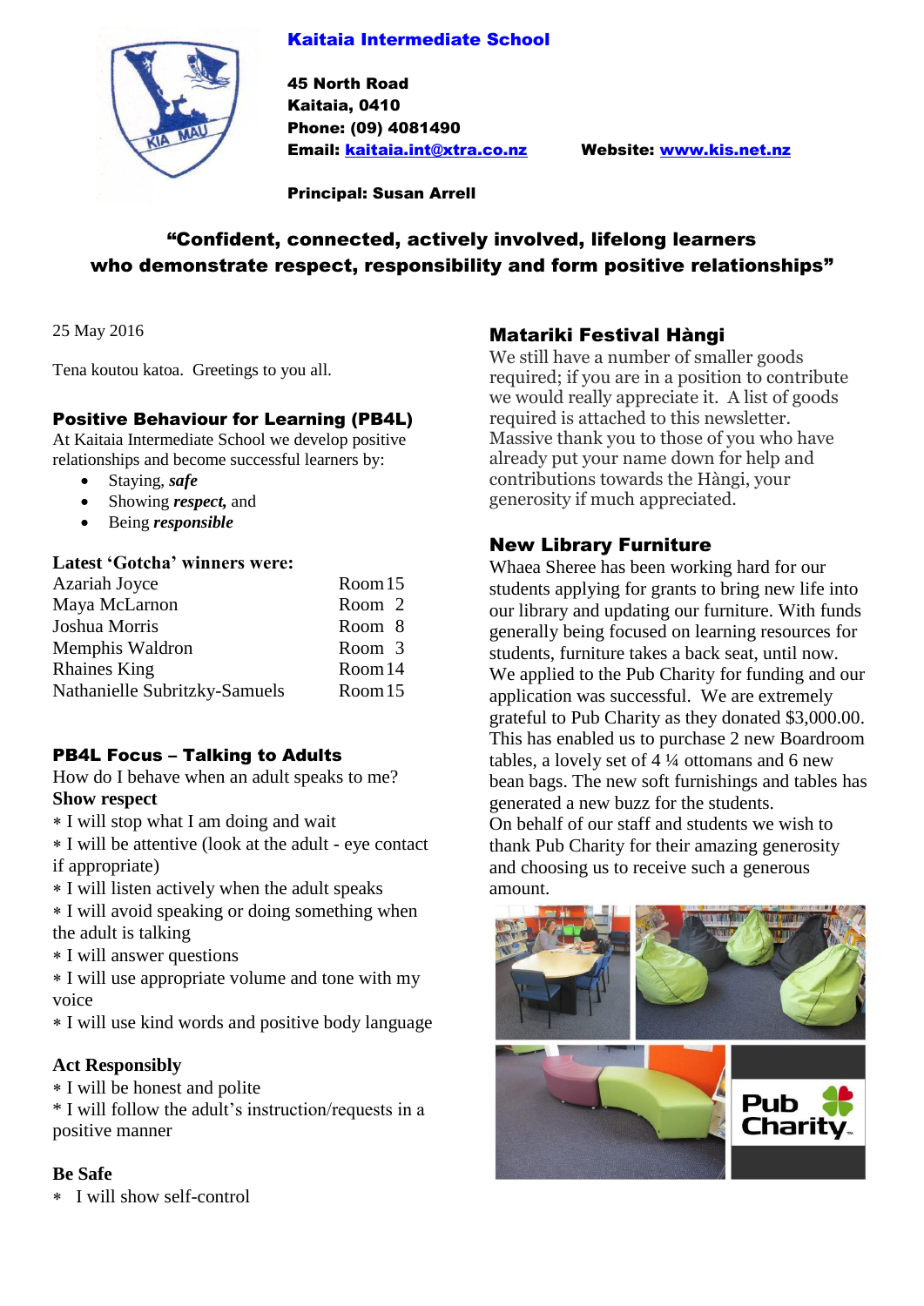# Kaitaia Intermediate School

**45 North Road**
**Kaitaia, 0410**
**Phone: (09) 4081490**
**Email: kaitaia.int@xtra.co.nz** **Website: www.kis.net.nz**

**Principal: Susan Arrell**

**"Confident, connected, actively involved, lifelong learners who demonstrate respect, responsibility and form positive relationships"**

25 May 2016

Tena koutou katoa. Greetings to you all.

## Positive Behaviour for Learning (PB4L)

At Kaitaia Intermediate School we develop positive relationships and become successful learners by:

- Staying, ***safe***
- Showing ***respect,*** and
- Being ***responsible***

**Latest 'Gotcha' winners were:**

| Name | Room |
|---|---|
| Azariah Joyce | Room 15 |
| Maya McLarnon | Room 2 |
| Joshua Morris | Room 8 |
| Memphis Waldron | Room 3 |
| Rhaines King | Room 14 |
| Nathanielle Subritzky-Samuels | Room 15 |

## PB4L Focus – Talking to Adults

How do I behave when an adult speaks to me?

**Show respect**

∗ I will stop what I am doing and wait
∗ I will be attentive (look at the adult - eye contact if appropriate)
∗ I will listen actively when the adult speaks
∗ I will avoid speaking or doing something when the adult is talking
∗ I will answer questions
∗ I will use appropriate volume and tone with my voice
∗ I will use kind words and positive body language

**Act Responsibly**

∗ I will be honest and polite
* I will follow the adult's instruction/requests in a positive manner

**Be Safe**

∗ I will show self-control

## Matariki Festival Hàngi

We still have a number of smaller goods required; if you are in a position to contribute we would really appreciate it. A list of goods required is attached to this newsletter. Massive thank you to those of you who have already put your name down for help and contributions towards the Hàngi, your generosity if much appreciated.

## New Library Furniture

Whaea Sheree has been working hard for our students applying for grants to bring new life into our library and updating our furniture. With funds generally being focused on learning resources for students, furniture takes a back seat, until now. We applied to the Pub Charity for funding and our application was successful. We are extremely grateful to Pub Charity as they donated $3,000.00. This has enabled us to purchase 2 new Boardroom tables, a lovely set of 4 ¼ ottomans and 6 new bean bags. The new soft furnishings and tables has generated a new buzz for the students.
On behalf of our staff and students we wish to thank Pub Charity for their amazing generosity and choosing us to receive such a generous amount.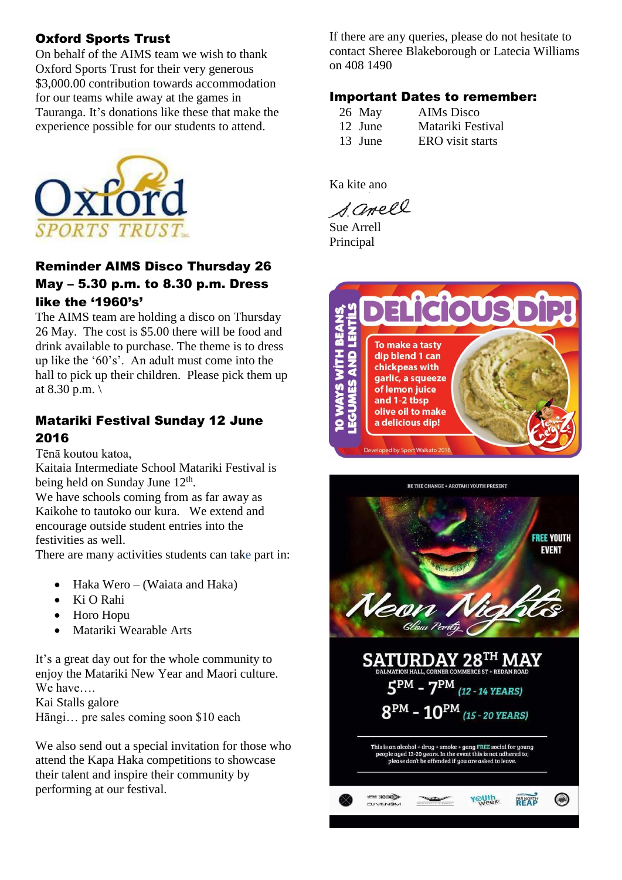### Oxford Sports Trust

On behalf of the AIMS team we wish to thank Oxford Sports Trust for their very generous $3,000.00 contribution towards accommodation for our teams while away at the games in Tauranga. It's donations like these that make the experience possible for our students to attend.

Oxford SPORTS TRUST Inc.

### Reminder AIMS Disco Thursday 26 May – 5.30 p.m. to 8.30 p.m. Dress like the '1960's'

The AIMS team are holding a disco on Thursday 26 May. The cost is $5.00 there will be food and drink available to purchase. The theme is to dress up like the '60's'. An adult must come into the hall to pick up their children. Please pick them up at 8.30 p.m. \

### Matariki Festival Sunday 12 June 2016

Tēnā koutou katoa,
Kaitaia Intermediate School Matariki Festival is being held on Sunday June 12th.
We have schools coming from as far away as Kaikohe to tautoko our kura. We extend and encourage outside student entries into the festivities as well.
There are many activities students can take part in:

- Haka Wero – (Waiata and Haka)
- Ki O Rahi
- Horo Hopu
- Matariki Wearable Arts

It's a great day out for the whole community to enjoy the Matariki New Year and Maori culture.
We have….
Kai Stalls galore
Hāngi… pre sales coming soon $10 each

We also send out a special invitation for those who attend the Kapa Haka competitions to showcase their talent and inspire their community by performing at our festival.

If there are any queries, please do not hesitate to contact Sheree Blakeborough or Latecia Williams on 408 1490

### Important Dates to remember:

| | |
|---|---|
| 26 May | AIMs Disco |
| 12 June | Matariki Festival |
| 13 June | ERO visit starts |

Ka kite ano

Sue Arrell
Principal

10 WAYS WITH BEANS, LEGUMES AND LENTILS

DELICIOUS DIP!

To make a tasty dip blend 1 can chickpeas with garlic, a squeeze of lemon juice and 1-2 tbsp olive oil to make a delicious dip!

Developed by Sport Waikato 2016

BE THE CHANGE + AROTAHI YOUTH PRESENT

FREE YOUTH EVENT

Neon Nights Glow Party

SATURDAY 28TH MAY
DALMATION HALL, CORNER COMMERCE ST + REDAN ROAD

5PM - 7PM (12 - 14 YEARS)
8PM - 10PM (15 - 20 YEARS)

This is an alcohol + drug + smoke + gang FREE social for young people aged 12-20 years. In the event this is not adhered to; please don't be offended if you are asked to leave.

DJ VENOM · Youth Week · FAR NORTH REAP